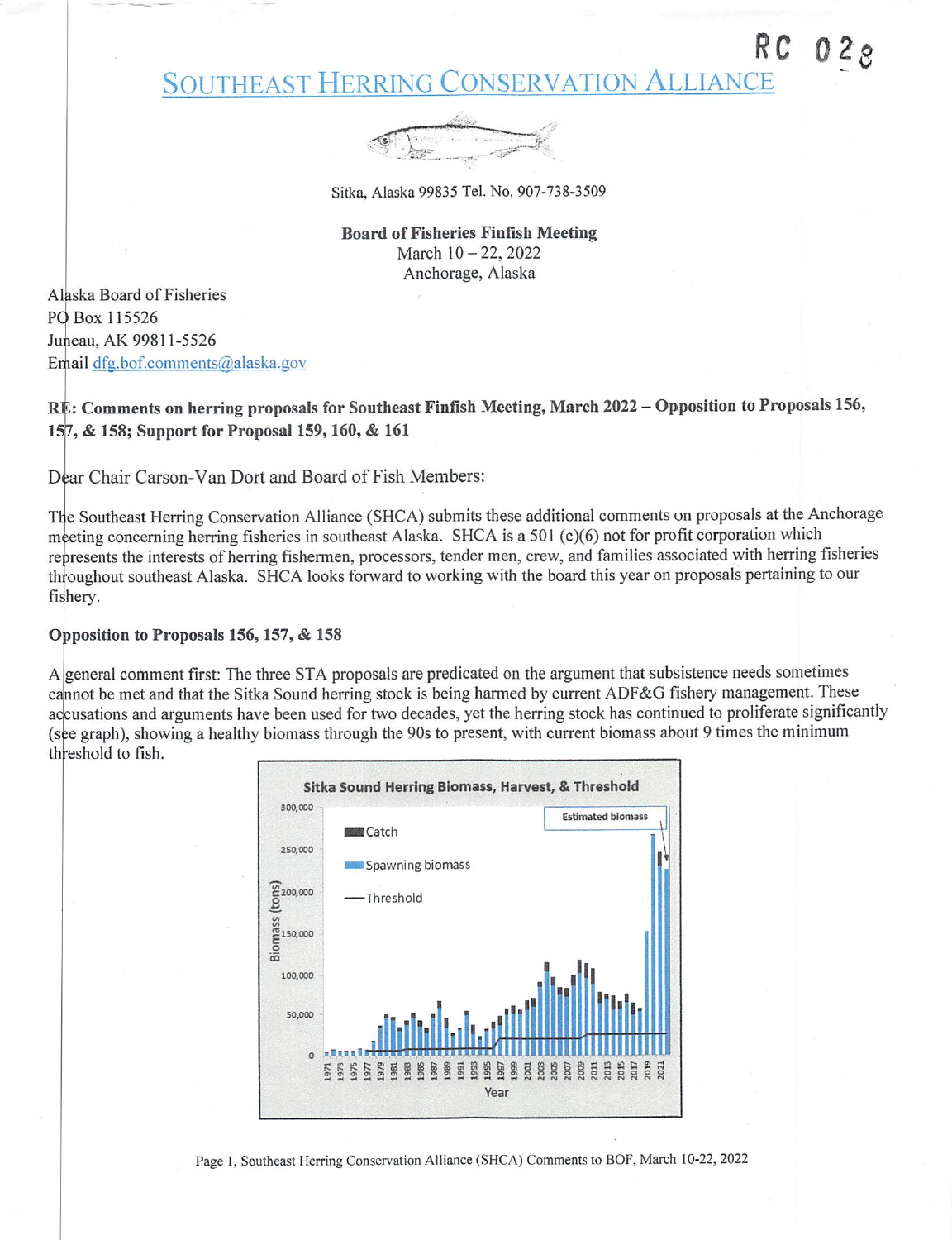RC 028

# SOUTHEAST HERRING CONSERVATION ALLIANCE

Sitka, Alaska 99835 Tel. No. 907-738-3509

**Board of Fisheries Finfish Meeting**
March 10 – 22, 2022
Anchorage, Alaska

Alaska Board of Fisheries
PO Box 115526
Juneau, AK 99811-5526
Email dfg.bof.comments@alaska.gov

**RE: Comments on herring proposals for Southeast Finfish Meeting, March 2022 – Opposition to Proposals 156, 157, & 158; Support for Proposal 159, 160, & 161**

Dear Chair Carson-Van Dort and Board of Fish Members:

The Southeast Herring Conservation Alliance (SHCA) submits these additional comments on proposals at the Anchorage meeting concerning herring fisheries in southeast Alaska. SHCA is a 501 (c)(6) not for profit corporation which represents the interests of herring fishermen, processors, tender men, crew, and families associated with herring fisheries throughout southeast Alaska. SHCA looks forward to working with the board this year on proposals pertaining to our fishery.

**Opposition to Proposals 156, 157, & 158**

A general comment first: The three STA proposals are predicated on the argument that subsistence needs sometimes cannot be met and that the Sitka Sound herring stock is being harmed by current ADF&G fishery management. These accusations and arguments have been used for two decades, yet the herring stock has continued to proliferate significantly (see graph), showing a healthy biomass through the 90s to present, with current biomass about 9 times the minimum threshold to fish.

Sitka Sound Herring Biomass, Harvest, & Threshold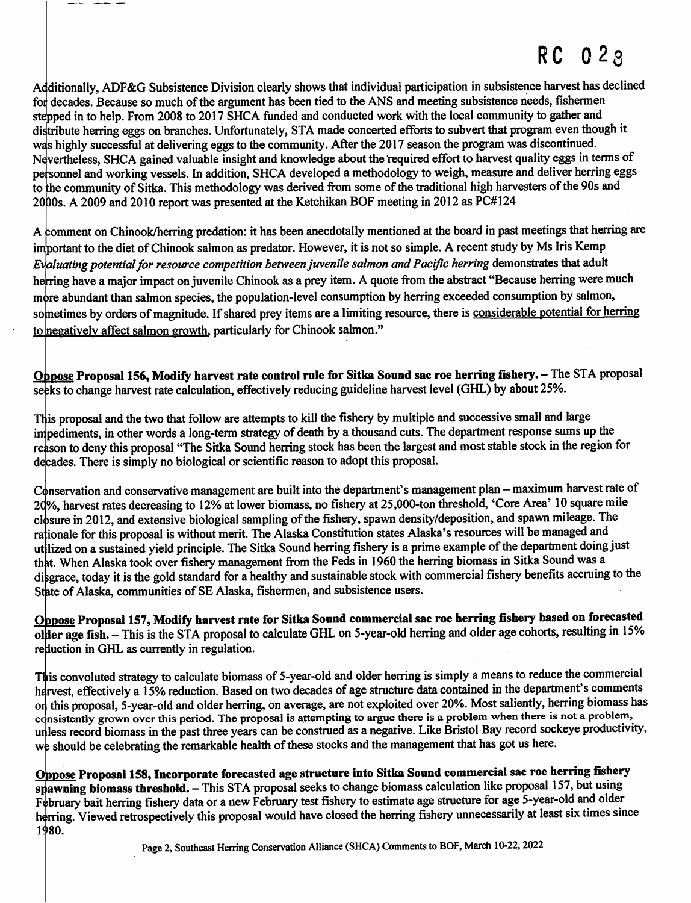RC 028

Additionally, ADF&G Subsistence Division clearly shows that individual participation in subsistence harvest has declined for decades. Because so much of the argument has been tied to the ANS and meeting subsistence needs, fishermen stepped in to help. From 2008 to 2017 SHCA funded and conducted work with the local community to gather and distribute herring eggs on branches. Unfortunately, STA made concerted efforts to subvert that program even though it was highly successful at delivering eggs to the community. After the 2017 season the program was discontinued. Nevertheless, SHCA gained valuable insight and knowledge about the required effort to harvest quality eggs in terms of personnel and working vessels. In addition, SHCA developed a methodology to weigh, measure and deliver herring eggs to the community of Sitka. This methodology was derived from some of the traditional high harvesters of the 90s and 2000s. A 2009 and 2010 report was presented at the Ketchikan BOF meeting in 2012 as PC#124

A comment on Chinook/herring predation: it has been anecdotally mentioned at the board in past meetings that herring are important to the diet of Chinook salmon as predator. However, it is not so simple. A recent study by Ms Iris Kemp *Evaluating potential for resource competition between juvenile salmon and Pacific herring* demonstrates that adult herring have a major impact on juvenile Chinook as a prey item. A quote from the abstract "Because herring were much more abundant than salmon species, the population-level consumption by herring exceeded consumption by salmon, sometimes by orders of magnitude. If shared prey items are a limiting resource, there is <u>considerable potential for herring to negatively affect salmon growth</u>, particularly for Chinook salmon."

**<u>Oppose</u> Proposal 156, Modify harvest rate control rule for Sitka Sound sac roe herring fishery.** – The STA proposal seeks to change harvest rate calculation, effectively reducing guideline harvest level (GHL) by about 25%.

This proposal and the two that follow are attempts to kill the fishery by multiple and successive small and large impediments, in other words a long-term strategy of death by a thousand cuts. The department response sums up the reason to deny this proposal "The Sitka Sound herring stock has been the largest and most stable stock in the region for decades. There is simply no biological or scientific reason to adopt this proposal.

Conservation and conservative management are built into the department's management plan – maximum harvest rate of 20%, harvest rates decreasing to 12% at lower biomass, no fishery at 25,000-ton threshold, 'Core Area' 10 square mile closure in 2012, and extensive biological sampling of the fishery, spawn density/deposition, and spawn mileage. The rationale for this proposal is without merit. The Alaska Constitution states Alaska's resources will be managed and utilized on a sustained yield principle. The Sitka Sound herring fishery is a prime example of the department doing just that. When Alaska took over fishery management from the Feds in 1960 the herring biomass in Sitka Sound was a disgrace, today it is the gold standard for a healthy and sustainable stock with commercial fishery benefits accruing to the State of Alaska, communities of SE Alaska, fishermen, and subsistence users.

**<u>Oppose</u> Proposal 157, Modify harvest rate for Sitka Sound commercial sac roe herring fishery based on forecasted older age fish.** – This is the STA proposal to calculate GHL on 5-year-old herring and older age cohorts, resulting in 15% reduction in GHL as currently in regulation.

This convoluted strategy to calculate biomass of 5-year-old and older herring is simply a means to reduce the commercial harvest, effectively a 15% reduction. Based on two decades of age structure data contained in the department's comments on this proposal, 5-year-old and older herring, on average, are not exploited over 20%. Most saliently, herring biomass has consistently grown over this period. The proposal is attempting to argue there is a problem when there is not a problem, unless record biomass in the past three years can be construed as a negative. Like Bristol Bay record sockeye productivity, we should be celebrating the remarkable health of these stocks and the management that has got us here.

**<u>Oppose</u> Proposal 158, Incorporate forecasted age structure into Sitka Sound commercial sac roe herring fishery spawning biomass threshold.** – This STA proposal seeks to change biomass calculation like proposal 157, but using February bait herring fishery data or a new February test fishery to estimate age structure for age 5-year-old and older herring. Viewed retrospectively this proposal would have closed the herring fishery unnecessarily at least six times since 1980.

Page 2, Southeast Herring Conservation Alliance (SHCA) Comments to BOF, March 10-22, 2022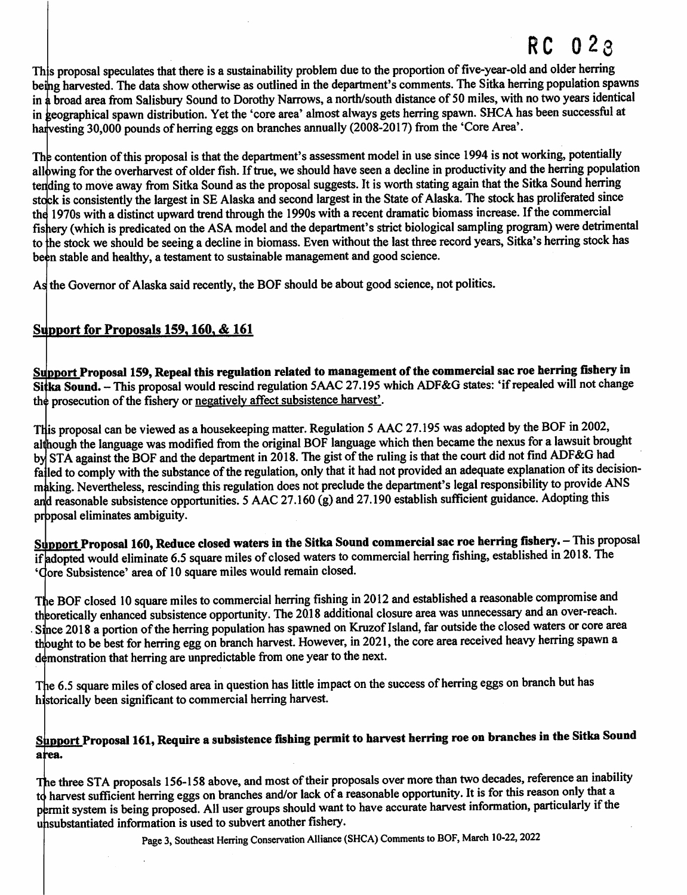This proposal speculates that there is a sustainability problem due to the proportion of five-year-old and older herring being harvested. The data show otherwise as outlined in the department's comments. The Sitka herring population spawns in a broad area from Salisbury Sound to Dorothy Narrows, a north/south distance of 50 miles, with no two years identical in geographical spawn distribution. Yet the 'core area' almost always gets herring spawn. SHCA has been successful at harvesting 30,000 pounds of herring eggs on branches annually (2008-2017) from the 'Core Area'.

The contention of this proposal is that the department's assessment model in use since 1994 is not working, potentially allowing for the overharvest of older fish. If true, we should have seen a decline in productivity and the herring population tending to move away from Sitka Sound as the proposal suggests. It is worth stating again that the Sitka Sound herring stock is consistently the largest in SE Alaska and second largest in the State of Alaska. The stock has proliferated since the 1970s with a distinct upward trend through the 1990s with a recent dramatic biomass increase. If the commercial fishery (which is predicated on the ASA model and the department's strict biological sampling program) were detrimental to the stock we should be seeing a decline in biomass. Even without the last three record years, Sitka's herring stock has been stable and healthy, a testament to sustainable management and good science.

As the Governor of Alaska said recently, the BOF should be about good science, not politics.

## Support for Proposals 159, 160, & 161

**Support Proposal 159, Repeal this regulation related to management of the commercial sac roe herring fishery in Sitka Sound.** – This proposal would rescind regulation 5AAC 27.195 which ADF&G states: 'if repealed will not change the prosecution of the fishery or negatively affect subsistence harvest'.

This proposal can be viewed as a housekeeping matter. Regulation 5 AAC 27.195 was adopted by the BOF in 2002, although the language was modified from the original BOF language which then became the nexus for a lawsuit brought by STA against the BOF and the department in 2018. The gist of the ruling is that the court did not find ADF&G had failed to comply with the substance of the regulation, only that it had not provided an adequate explanation of its decision-making. Nevertheless, rescinding this regulation does not preclude the department's legal responsibility to provide ANS and reasonable subsistence opportunities. 5 AAC 27.160 (g) and 27.190 establish sufficient guidance. Adopting this proposal eliminates ambiguity.

**Support Proposal 160, Reduce closed waters in the Sitka Sound commercial sac roe herring fishery.** – This proposal if adopted would eliminate 6.5 square miles of closed waters to commercial herring fishing, established in 2018. The 'Core Subsistence' area of 10 square miles would remain closed.

The BOF closed 10 square miles to commercial herring fishing in 2012 and established a reasonable compromise and theoretically enhanced subsistence opportunity. The 2018 additional closure area was unnecessary and an over-reach. Since 2018 a portion of the herring population has spawned on Kruzof Island, far outside the closed waters or core area thought to be best for herring egg on branch harvest. However, in 2021, the core area received heavy herring spawn a demonstration that herring are unpredictable from one year to the next.

The 6.5 square miles of closed area in question has little impact on the success of herring eggs on branch but has historically been significant to commercial herring harvest.

**Support Proposal 161, Require a subsistence fishing permit to harvest herring roe on branches in the Sitka Sound area.**

The three STA proposals 156-158 above, and most of their proposals over more than two decades, reference an inability to harvest sufficient herring eggs on branches and/or lack of a reasonable opportunity. It is for this reason only that a permit system is being proposed. All user groups should want to have accurate harvest information, particularly if the unsubstantiated information is used to subvert another fishery.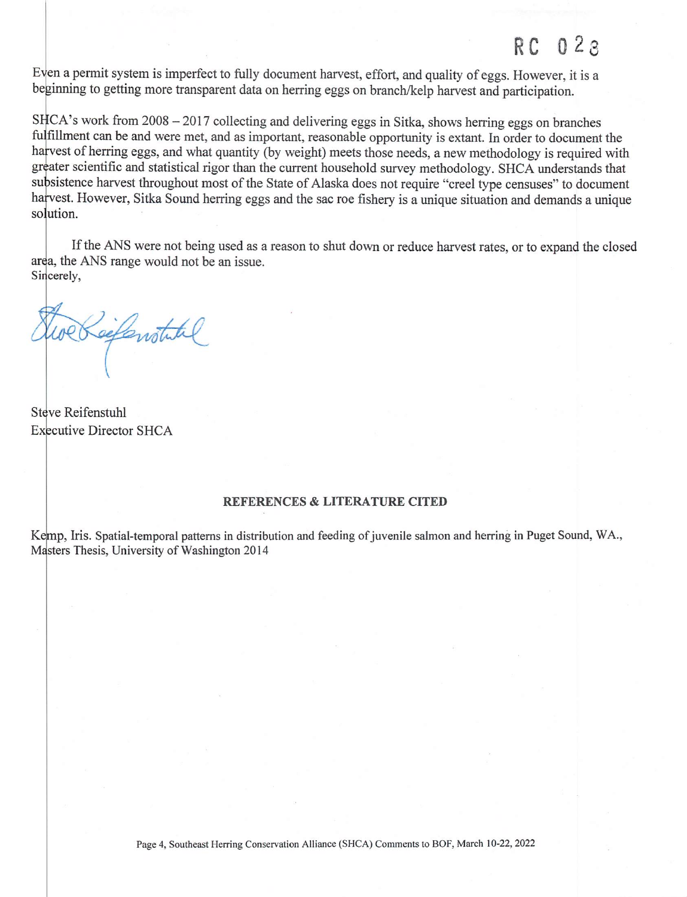Even a permit system is imperfect to fully document harvest, effort, and quality of eggs. However, it is a beginning to getting more transparent data on herring eggs on branch/kelp harvest and participation.

SHCA's work from 2008 – 2017 collecting and delivering eggs in Sitka, shows herring eggs on branches fulfillment can be and were met, and as important, reasonable opportunity is extant. In order to document the harvest of herring eggs, and what quantity (by weight) meets those needs, a new methodology is required with greater scientific and statistical rigor than the current household survey methodology. SHCA understands that subsistence harvest throughout most of the State of Alaska does not require "creel type censuses" to document harvest. However, Sitka Sound herring eggs and the sac roe fishery is a unique situation and demands a unique solution.

If the ANS were not being used as a reason to shut down or reduce harvest rates, or to expand the closed area, the ANS range would not be an issue.

Sincerely,

Steve Reifenstuhl
Executive Director SHCA

**REFERENCES & LITERATURE CITED**

Kemp, Iris. Spatial-temporal patterns in distribution and feeding of juvenile salmon and herring in Puget Sound, WA., Masters Thesis, University of Washington 2014